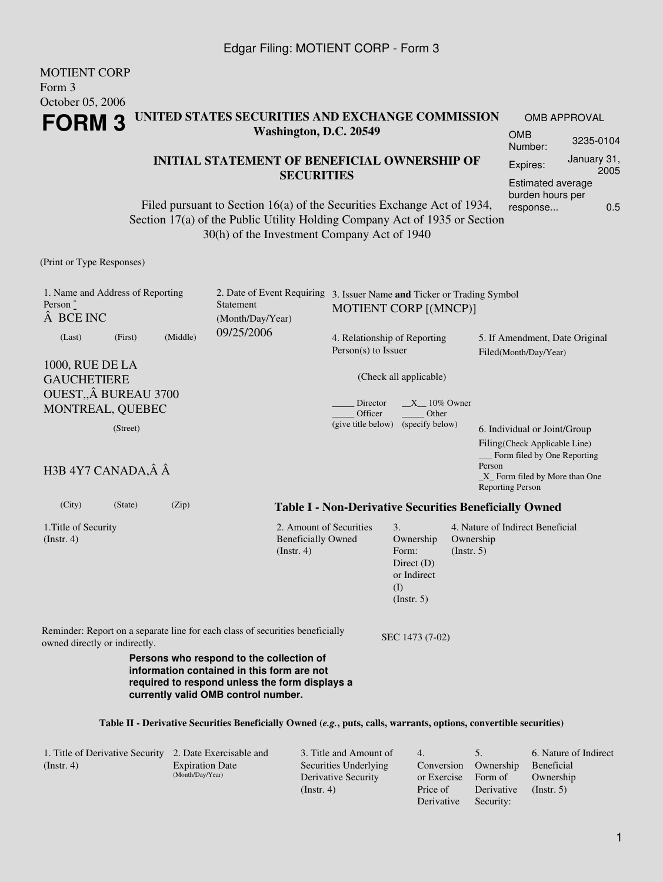MOTIENT CORP
Form 3
October 05, 2006

# FORM 3

**UNITED STATES SECURITIES AND EXCHANGE COMMISSION**
**Washington, D.C. 20549**

| OMB APPROVAL | |
|---|---|
| OMB Number: | 3235-0104 |
| Expires: | January 31, 2005 |
| Estimated average burden hours per response... | 0.5 |

**INITIAL STATEMENT OF BENEFICIAL OWNERSHIP OF SECURITIES**

Filed pursuant to Section 16(a) of the Securities Exchange Act of 1934, Section 17(a) of the Public Utility Holding Company Act of 1935 or Section 30(h) of the Investment Company Act of 1940

(Print or Type Responses)

1. Name and Address of Reporting Person *
Â BCE INC
(Last) (First) (Middle)

1000, RUE DE LA GAUCHETIERE OUEST,,Â BUREAU 3700 MONTREAL, QUEBEC
(Street)

H3B 4Y7 CANADA,Â Â
(City) (State) (Zip)

2. Date of Event Requiring Statement (Month/Day/Year)
09/25/2006

3. Issuer Name **and** Ticker or Trading Symbol
MOTIENT CORP [(MNCP)]

4. Relationship of Reporting Person(s) to Issuer
(Check all applicable)
_____ Director __X__ 10% Owner
_____ Officer _____ Other
(give title below) (specify below)

5. If Amendment, Date Original Filed(Month/Day/Year)

6. Individual or Joint/Group Filing(Check Applicable Line)
___ Form filed by One Reporting Person
_X_ Form filed by More than One Reporting Person

**Table I - Non-Derivative Securities Beneficially Owned**

| 1.Title of Security (Instr. 4) | 2. Amount of Securities Beneficially Owned (Instr. 4) | 3. Ownership Form: Direct (D) or Indirect (I) (Instr. 5) | 4. Nature of Indirect Beneficial Ownership (Instr. 5) |
|---|---|---|---|

Reminder: Report on a separate line for each class of securities beneficially owned directly or indirectly.

SEC 1473 (7-02)

**Persons who respond to the collection of information contained in this form are not required to respond unless the form displays a currently valid OMB control number.**

**Table II - Derivative Securities Beneficially Owned (*e.g.*, puts, calls, warrants, options, convertible securities)**

| 1. Title of Derivative Security (Instr. 4) | 2. Date Exercisable and Expiration Date (Month/Day/Year) | 3. Title and Amount of Securities Underlying Derivative Security (Instr. 4) | 4. Conversion or Exercise Price of Derivative | 5. Ownership Form of Derivative Security: | 6. Nature of Indirect Beneficial Ownership (Instr. 5) |
|---|---|---|---|---|---|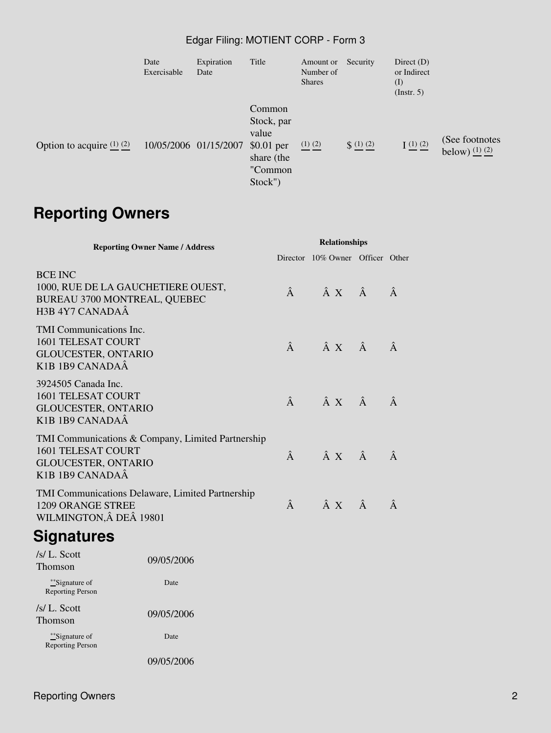|  | Date Exercisable | Expiration Date | Title | Amount or Number of Shares | Security | Direct (D) or Indirect (I) (Instr. 5) |  |
|---|---|---|---|---|---|---|---|
| Option to acquire (1) (2) | 10/05/2006 | 01/15/2007 | Common Stock, par value $0.01 per share (the "Common Stock") | (1) (2) | $ (1) (2) | I (1) (2) | (See footnotes below) (1) (2) |

## Reporting Owners

| Reporting Owner Name / Address | Relationships | | | |
|---|---|---|---|---|
| | Director | 10% Owner | Officer | Other |
| BCE INC<br>1000, RUE DE LA GAUCHETIERE OUEST, BUREAU 3700 MONTREAL, QUEBEC H3B 4Y7 CANADAÂ | Â | Â X | Â | Â |
| TMI Communications Inc.<br>1601 TELESAT COURT<br>GLOUCESTER, ONTARIO<br>K1B 1B9 CANADAÂ | Â | Â X | Â | Â |
| 3924505 Canada Inc.<br>1601 TELESAT COURT<br>GLOUCESTER, ONTARIO<br>K1B 1B9 CANADAÂ | Â | Â X | Â | Â |
| TMI Communications & Company, Limited Partnership<br>1601 TELESAT COURT<br>GLOUCESTER, ONTARIO<br>K1B 1B9 CANADAÂ | Â | Â X | Â | Â |
| TMI Communications Delaware, Limited Partnership<br>1209 ORANGE STREE<br>WILMINGTON,Â DEÂ 19801 | Â | Â X | Â | Â |

## Signatures

| | |
|---|---|
| /s/ L. Scott Thomson | 09/05/2006 |
| **Signature of Reporting Person | Date |
| /s/ L. Scott Thomson | 09/05/2006 |
| **Signature of Reporting Person | Date |
| | 09/05/2006 |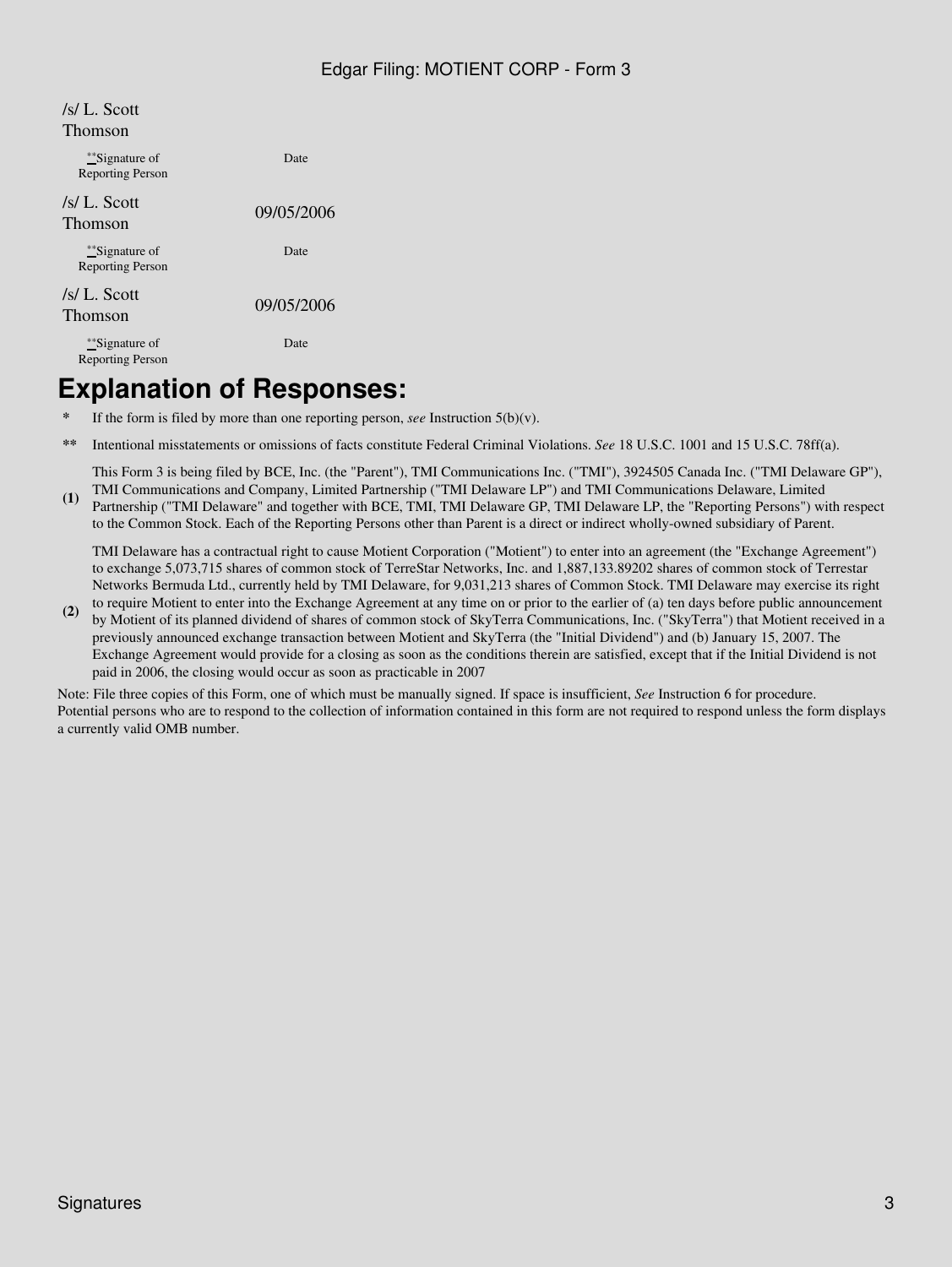| | |
|---|---|
| /s/ L. Scott Thomson | |
| **Signature of Reporting Person | Date |
| /s/ L. Scott Thomson | 09/05/2006 |
| **Signature of Reporting Person | Date |
| /s/ L. Scott Thomson | 09/05/2006 |
| **Signature of Reporting Person | Date |

# Explanation of Responses:

* If the form is filed by more than one reporting person, *see* Instruction 5(b)(v).

** Intentional misstatements or omissions of facts constitute Federal Criminal Violations. *See* 18 U.S.C. 1001 and 15 U.S.C. 78ff(a).

**(1)** This Form 3 is being filed by BCE, Inc. (the "Parent"), TMI Communications Inc. ("TMI"), 3924505 Canada Inc. ("TMI Delaware GP"), TMI Communications and Company, Limited Partnership ("TMI Delaware LP") and TMI Communications Delaware, Limited Partnership ("TMI Delaware" and together with BCE, TMI, TMI Delaware GP, TMI Delaware LP, the "Reporting Persons") with respect to the Common Stock. Each of the Reporting Persons other than Parent is a direct or indirect wholly-owned subsidiary of Parent.

**(2)** TMI Delaware has a contractual right to cause Motient Corporation ("Motient") to enter into an agreement (the "Exchange Agreement") to exchange 5,073,715 shares of common stock of TerreStar Networks, Inc. and 1,887,133.89202 shares of common stock of Terrestar Networks Bermuda Ltd., currently held by TMI Delaware, for 9,031,213 shares of Common Stock. TMI Delaware may exercise its right to require Motient to enter into the Exchange Agreement at any time on or prior to the earlier of (a) ten days before public announcement by Motient of its planned dividend of shares of common stock of SkyTerra Communications, Inc. ("SkyTerra") that Motient received in a previously announced exchange transaction between Motient and SkyTerra (the "Initial Dividend") and (b) January 15, 2007. The Exchange Agreement would provide for a closing as soon as the conditions therein are satisfied, except that if the Initial Dividend is not paid in 2006, the closing would occur as soon as practicable in 2007

Note: File three copies of this Form, one of which must be manually signed. If space is insufficient, *See* Instruction 6 for procedure.
Potential persons who are to respond to the collection of information contained in this form are not required to respond unless the form displays a currently valid OMB number.